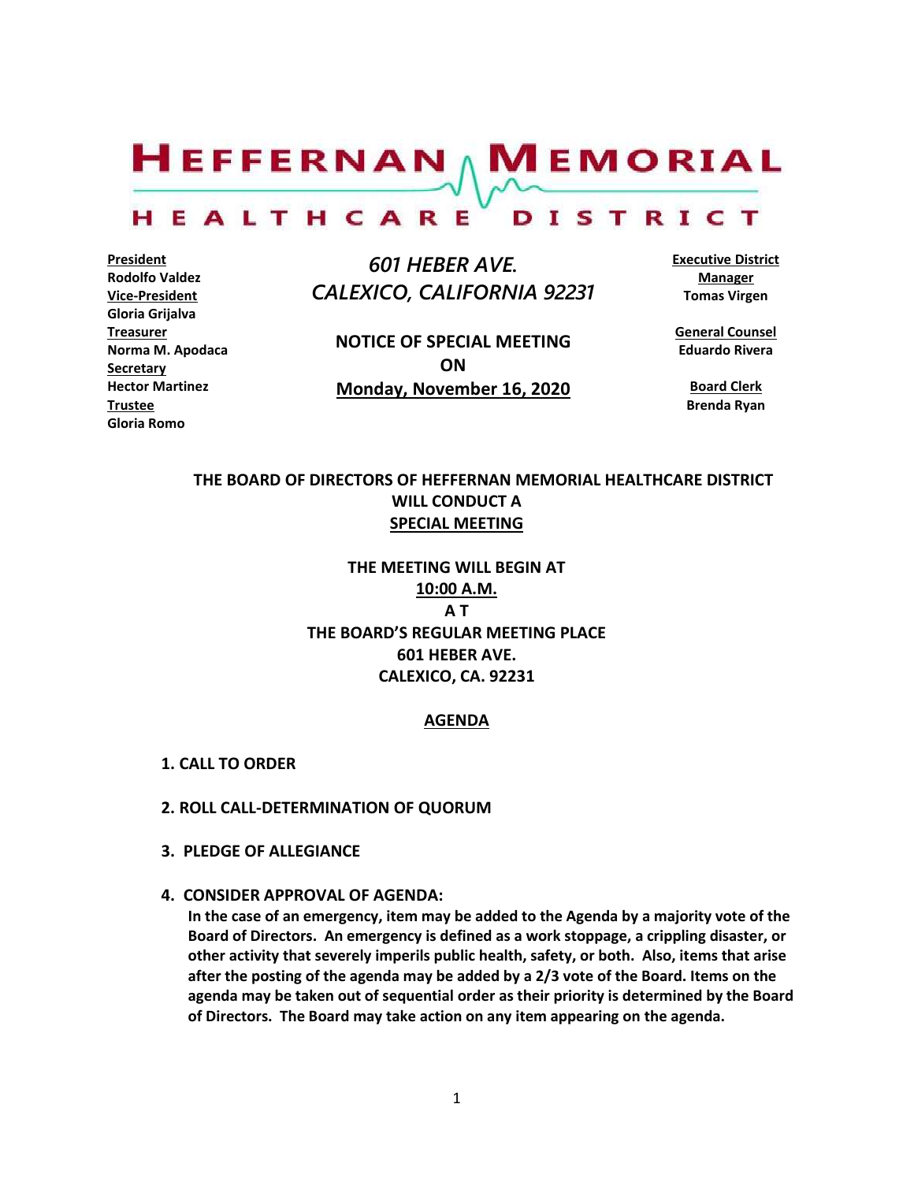# HEFFERNAN MEMORIAL HEALTHCARE DISTRICT

**President**
**Rodolfo Valdez**
**Vice-President**
**Gloria Grijalva**
**Treasurer**
**Norma M. Apodaca**
**Secretary**
**Hector Martinez**
**Trustee**
**Gloria Romo**

*601 HEBER AVE.*
*CALEXICO, CALIFORNIA 92231*

**NOTICE OF SPECIAL MEETING**
**ON**
**Monday, November 16, 2020**

**Executive District Manager**
**Tomas Virgen**

**General Counsel**
**Eduardo Rivera**

**Board Clerk**
**Brenda Ryan**

**THE BOARD OF DIRECTORS OF HEFFERNAN MEMORIAL HEALTHCARE DISTRICT WILL CONDUCT A SPECIAL MEETING**

**THE MEETING WILL BEGIN AT**
**10:00 A.M.**
**A T**
**THE BOARD'S REGULAR MEETING PLACE**
**601 HEBER AVE.**
**CALEXICO, CA. 92231**

## AGENDA

1. **CALL TO ORDER**

2. **ROLL CALL-DETERMINATION OF QUORUM**

3. **PLEDGE OF ALLEGIANCE**

4. **CONSIDER APPROVAL OF AGENDA:**
   **In the case of an emergency, item may be added to the Agenda by a majority vote of the Board of Directors. An emergency is defined as a work stoppage, a crippling disaster, or other activity that severely imperils public health, safety, or both. Also, items that arise after the posting of the agenda may be added by a 2/3 vote of the Board. Items on the agenda may be taken out of sequential order as their priority is determined by the Board of Directors. The Board may take action on any item appearing on the agenda.**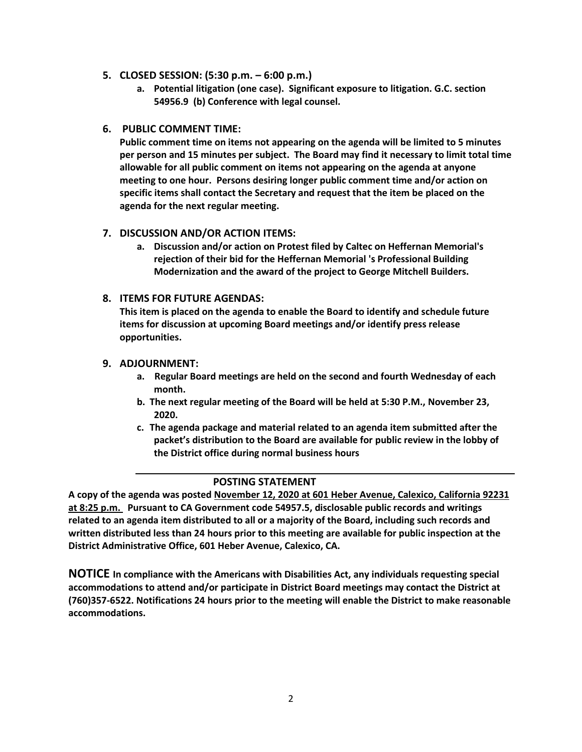5. **CLOSED SESSION: (5:30 p.m. – 6:00 p.m.)**
    a. **Potential litigation (one case). Significant exposure to litigation. G.C. section 54956.9 (b) Conference with legal counsel.**

6. **PUBLIC COMMENT TIME:**

   **Public comment time on items not appearing on the agenda will be limited to 5 minutes per person and 15 minutes per subject. The Board may find it necessary to limit total time allowable for all public comment on items not appearing on the agenda at anyone meeting to one hour. Persons desiring longer public comment time and/or action on specific items shall contact the Secretary and request that the item be placed on the agenda for the next regular meeting.**

7. **DISCUSSION AND/OR ACTION ITEMS:**
    a. **Discussion and/or action on Protest filed by Caltec on Heffernan Memorial's rejection of their bid for the Heffernan Memorial 's Professional Building Modernization and the award of the project to George Mitchell Builders.**

8. **ITEMS FOR FUTURE AGENDAS:**

   **This item is placed on the agenda to enable the Board to identify and schedule future items for discussion at upcoming Board meetings and/or identify press release opportunities.**

9. **ADJOURNMENT:**
    a. **Regular Board meetings are held on the second and fourth Wednesday of each month.**
    b. **The next regular meeting of the Board will be held at 5:30 P.M., November 23, 2020.**
    c. **The agenda package and material related to an agenda item submitted after the packet's distribution to the Board are available for public review in the lobby of the District office during normal business hours**

---

**POSTING STATEMENT**

**A copy of the agenda was posted <u>November 12, 2020 at 601 Heber Avenue, Calexico, California 92231 at 8:25 p.m.</u> Pursuant to CA Government code 54957.5, disclosable public records and writings related to an agenda item distributed to all or a majority of the Board, including such records and written distributed less than 24 hours prior to this meeting are available for public inspection at the District Administrative Office, 601 Heber Avenue, Calexico, CA.**

**NOTICE In compliance with the Americans with Disabilities Act, any individuals requesting special accommodations to attend and/or participate in District Board meetings may contact the District at (760)357-6522. Notifications 24 hours prior to the meeting will enable the District to make reasonable accommodations.**